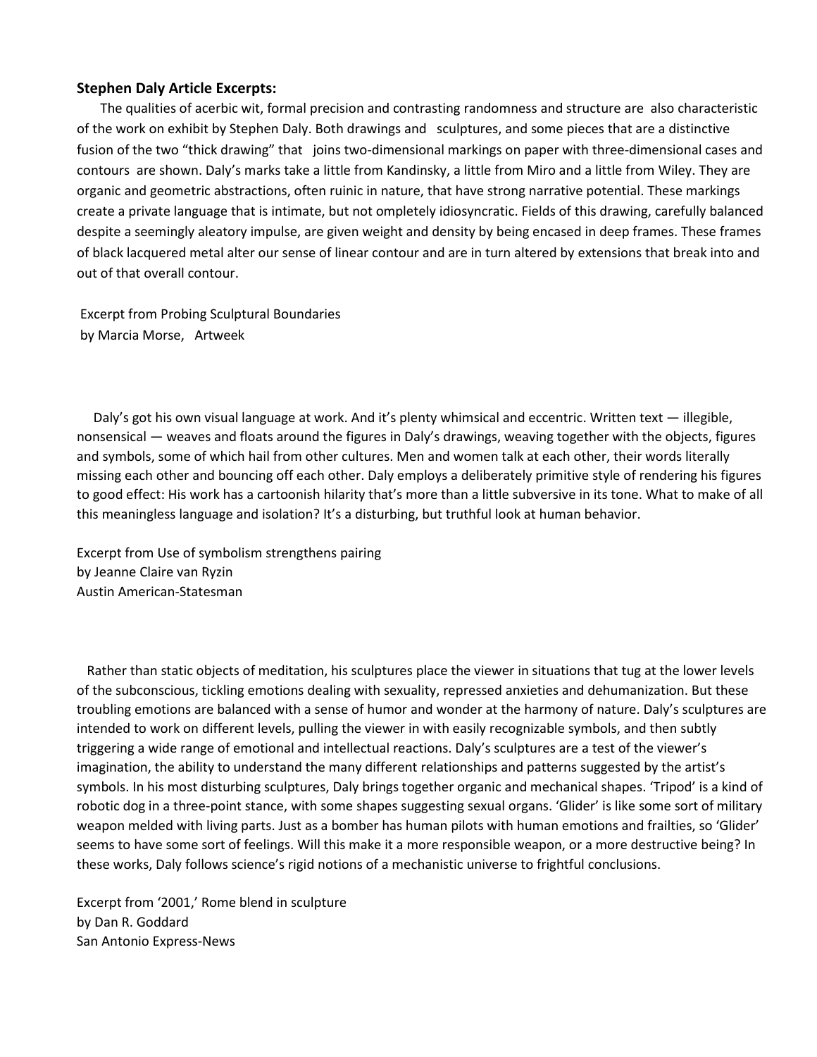**Stephen Daly Article Excerpts:**

The qualities of acerbic wit, formal precision and contrasting randomness and structure are also characteristic of the work on exhibit by Stephen Daly. Both drawings and sculptures, and some pieces that are a distinctive fusion of the two "thick drawing" that joins two-dimensional markings on paper with three-dimensional cases and contours are shown. Daly's marks take a little from Kandinsky, a little from Miro and a little from Wiley. They are organic and geometric abstractions, often ruinic in nature, that have strong narrative potential. These markings create a private language that is intimate, but not ompletely idiosyncratic. Fields of this drawing, carefully balanced despite a seemingly aleatory impulse, are given weight and density by being encased in deep frames. These frames of black lacquered metal alter our sense of linear contour and are in turn altered by extensions that break into and out of that overall contour.

Excerpt from Probing Sculptural Boundaries
by Marcia Morse, Artweek

Daly's got his own visual language at work. And it's plenty whimsical and eccentric. Written text — illegible, nonsensical — weaves and floats around the figures in Daly's drawings, weaving together with the objects, figures and symbols, some of which hail from other cultures. Men and women talk at each other, their words literally missing each other and bouncing off each other. Daly employs a deliberately primitive style of rendering his figures to good effect: His work has a cartoonish hilarity that's more than a little subversive in its tone. What to make of all this meaningless language and isolation? It's a disturbing, but truthful look at human behavior.

Excerpt from Use of symbolism strengthens pairing
by Jeanne Claire van Ryzin
Austin American-Statesman

Rather than static objects of meditation, his sculptures place the viewer in situations that tug at the lower levels of the subconscious, tickling emotions dealing with sexuality, repressed anxieties and dehumanization. But these troubling emotions are balanced with a sense of humor and wonder at the harmony of nature. Daly's sculptures are intended to work on different levels, pulling the viewer in with easily recognizable symbols, and then subtly triggering a wide range of emotional and intellectual reactions. Daly's sculptures are a test of the viewer's imagination, the ability to understand the many different relationships and patterns suggested by the artist's symbols. In his most disturbing sculptures, Daly brings together organic and mechanical shapes. 'Tripod' is a kind of robotic dog in a three-point stance, with some shapes suggesting sexual organs. 'Glider' is like some sort of military weapon melded with living parts. Just as a bomber has human pilots with human emotions and frailties, so 'Glider' seems to have some sort of feelings. Will this make it a more responsible weapon, or a more destructive being? In these works, Daly follows science's rigid notions of a mechanistic universe to frightful conclusions.

Excerpt from '2001,' Rome blend in sculpture
by Dan R. Goddard
San Antonio Express-News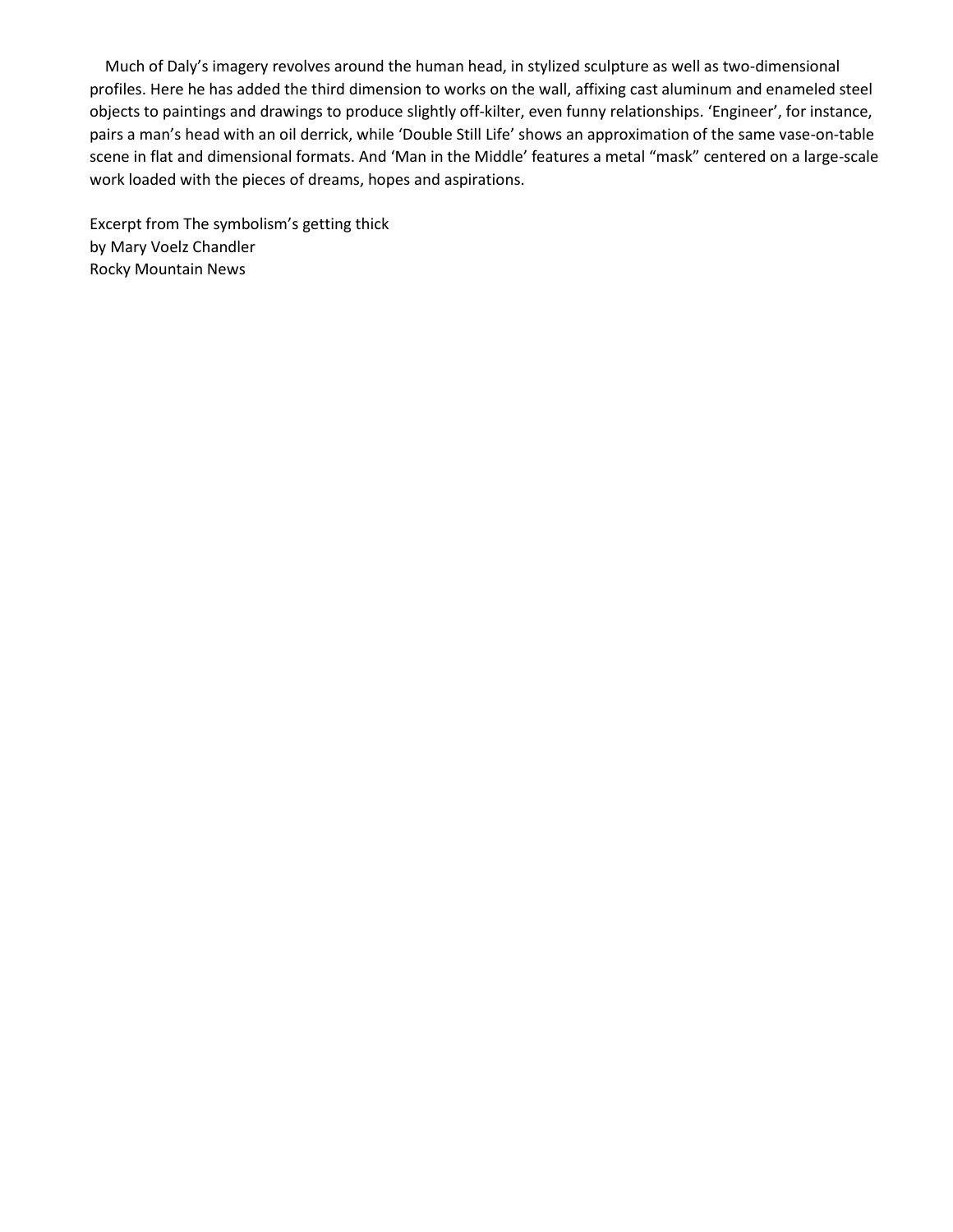Much of Daly's imagery revolves around the human head, in stylized sculpture as well as two-dimensional profiles. Here he has added the third dimension to works on the wall, affixing cast aluminum and enameled steel objects to paintings and drawings to produce slightly off-kilter, even funny relationships. 'Engineer', for instance, pairs a man's head with an oil derrick, while 'Double Still Life' shows an approximation of the same vase-on-table scene in flat and dimensional formats. And 'Man in the Middle' features a metal "mask" centered on a large-scale work loaded with the pieces of dreams, hopes and aspirations.

Excerpt from The symbolism's getting thick
by Mary Voelz Chandler
Rocky Mountain News